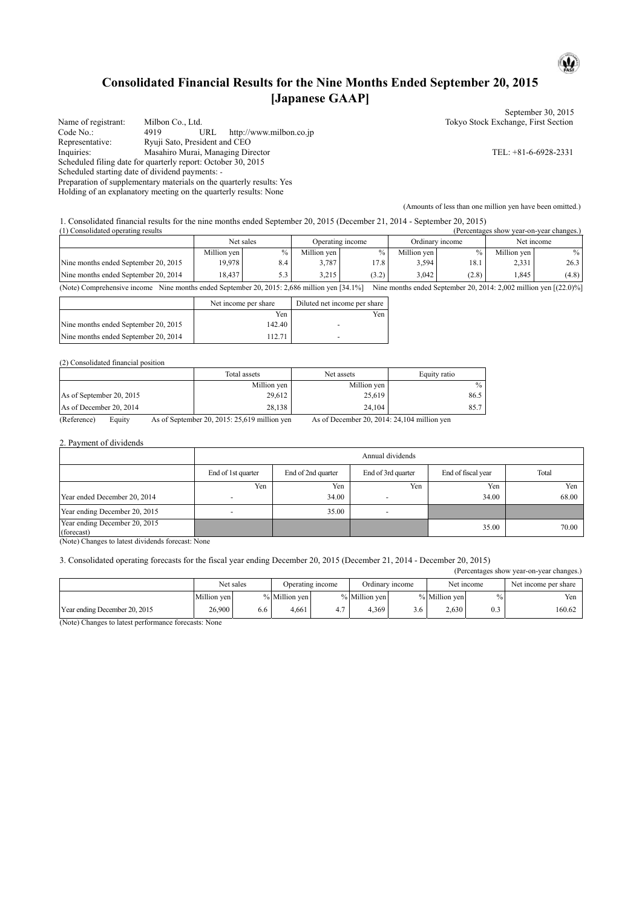# Consolidated Financial Results for the Nine Months Ended September 20, 2015 [Japanese GAAP]

September 30, 2015

Name of registrant: Milbon Co., Ltd. — Tokyo Stock Exchange, First Section
Code No.: 4919 URL http://www.milbon.co.jp
Representative: Ryuji Sato, President and CEO
Inquiries: Masahiro Murai, Managing Director — TEL: +81-6-6928-2331
Scheduled filing date for quarterly report: October 30, 2015
Scheduled starting date of dividend payments: -
Preparation of supplementary materials on the quarterly results: Yes
Holding of an explanatory meeting on the quarterly results: None

(Amounts of less than one million yen have been omitted.)

1. Consolidated financial results for the nine months ended September 20, 2015 (December 21, 2014 - September 20, 2015)

(1) Consolidated operating results

(Percentages show year-on-year changes.)

| | Net sales | | Operating income | | Ordinary income | | Net income | |
|---|---|---|---|---|---|---|---|---|
| | Million yen | % | Million yen | % | Million yen | % | Million yen | % |
| Nine months ended September 20, 2015 | 19,978 | 8.4 | 3,787 | 17.8 | 3,594 | 18.1 | 2,331 | 26.3 |
| Nine months ended September 20, 2014 | 18,437 | 5.3 | 3,215 | (3.2) | 3,042 | (2.8) | 1,845 | (4.8) |

(Note) Comprehensive income Nine months ended September 20, 2015: 2,686 million yen [34.1%] Nine months ended September 20, 2014: 2,002 million yen [(22.0)%]

| | Net income per share | Diluted net income per share |
|---|---|---|
| | Yen | Yen |
| Nine months ended September 20, 2015 | 142.40 | - |
| Nine months ended September 20, 2014 | 112.71 | - |

(2) Consolidated financial position

| | Total assets | Net assets | Equity ratio |
|---|---|---|---|
| | Million yen | Million yen | % |
| As of September 20, 2015 | 29,612 | 25,619 | 86.5 |
| As of December 20, 2014 | 28,138 | 24,104 | 85.7 |

(Reference) Equity As of September 20, 2015: 25,619 million yen As of December 20, 2014: 24,104 million yen

2. Payment of dividends

| | Annual dividends | | | | |
|---|---|---|---|---|---|
| | End of 1st quarter | End of 2nd quarter | End of 3rd quarter | End of fiscal year | Total |
| | Yen | Yen | Yen | Yen | Yen |
| Year ended December 20, 2014 | - | 34.00 | - | 34.00 | 68.00 |
| Year ending December 20, 2015 | - | 35.00 | - | | |
| Year ending December 20, 2015 (forecast) | | | | 35.00 | 70.00 |

(Note) Changes to latest dividends forecast: None

3. Consolidated operating forecasts for the fiscal year ending December 20, 2015 (December 21, 2014 - December 20, 2015)

(Percentages show year-on-year changes.)

| | Net sales | | Operating income | | Ordinary income | | Net income | | Net income per share |
|---|---|---|---|---|---|---|---|---|---|
| | Million yen | % | Million yen | % | Million yen | % | Million yen | % | Yen |
| Year ending December 20, 2015 | 26,900 | 6.6 | 4,661 | 4.7 | 4,369 | 3.6 | 2,630 | 0.3 | 160.62 |

(Note) Changes to latest performance forecasts: None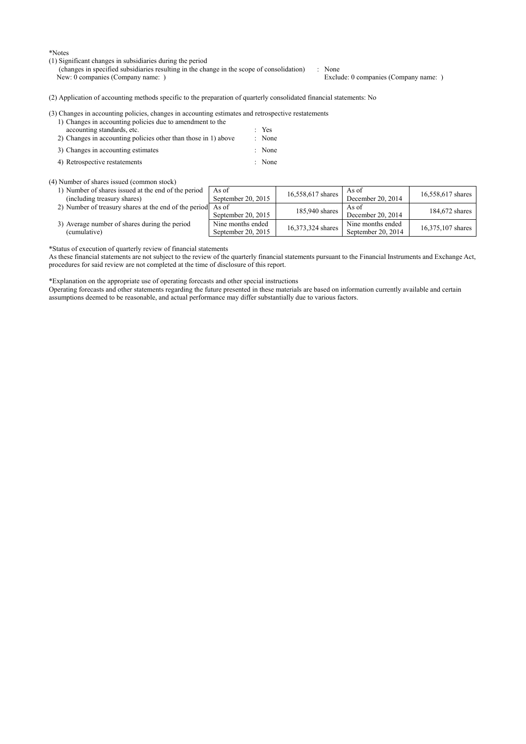*Notes

(1) Significant changes in subsidiaries during the period
(changes in specified subsidiaries resulting in the change in the scope of consolidation) : None
New: 0 companies (Company name: ) Exclude: 0 companies (Company name: )

(2) Application of accounting methods specific to the preparation of quarterly consolidated financial statements: No

(3) Changes in accounting policies, changes in accounting estimates and retrospective restatements

1) Changes in accounting policies due to amendment to the accounting standards, etc. : Yes
2) Changes in accounting policies other than those in 1) above : None
3) Changes in accounting estimates : None
4) Retrospective restatements : None

(4) Number of shares issued (common stock)

| | | | | |
|---|---|---|---|---|
| 1) Number of shares issued at the end of the period (including treasury shares) | As of September 20, 2015 | 16,558,617 shares | As of December 20, 2014 | 16,558,617 shares |
| 2) Number of treasury shares at the end of the period | As of September 20, 2015 | 185,940 shares | As of December 20, 2014 | 184,672 shares |
| 3) Average number of shares during the period (cumulative) | Nine months ended September 20, 2015 | 16,373,324 shares | Nine months ended September 20, 2014 | 16,375,107 shares |

*Status of execution of quarterly review of financial statements
As these financial statements are not subject to the review of the quarterly financial statements pursuant to the Financial Instruments and Exchange Act, procedures for said review are not completed at the time of disclosure of this report.

*Explanation on the appropriate use of operating forecasts and other special instructions
Operating forecasts and other statements regarding the future presented in these materials are based on information currently available and certain assumptions deemed to be reasonable, and actual performance may differ substantially due to various factors.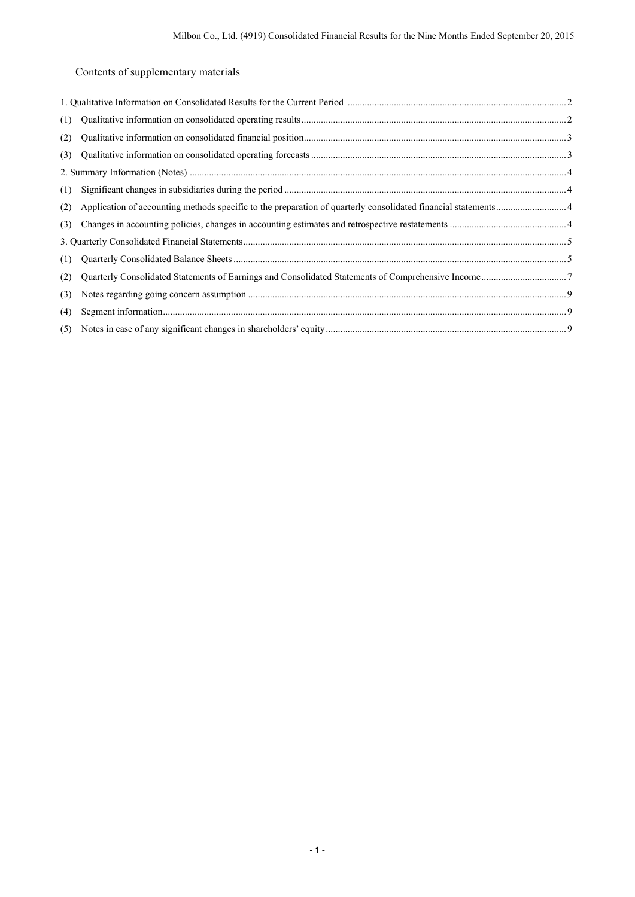## Contents of supplementary materials

1. Qualitative Information on Consolidated Results for the Current Period ..... 2
   - (1) Qualitative information on consolidated operating results ..... 2
   - (2) Qualitative information on consolidated financial position ..... 3
   - (3) Qualitative information on consolidated operating forecasts ..... 3
2. Summary Information (Notes) ..... 4
   - (1) Significant changes in subsidiaries during the period ..... 4
   - (2) Application of accounting methods specific to the preparation of quarterly consolidated financial statements ..... 4
   - (3) Changes in accounting policies, changes in accounting estimates and retrospective restatements ..... 4
3. Quarterly Consolidated Financial Statements ..... 5
   - (1) Quarterly Consolidated Balance Sheets ..... 5
   - (2) Quarterly Consolidated Statements of Earnings and Consolidated Statements of Comprehensive Income ..... 7
   - (3) Notes regarding going concern assumption ..... 9
   - (4) Segment information ..... 9
   - (5) Notes in case of any significant changes in shareholders' equity ..... 9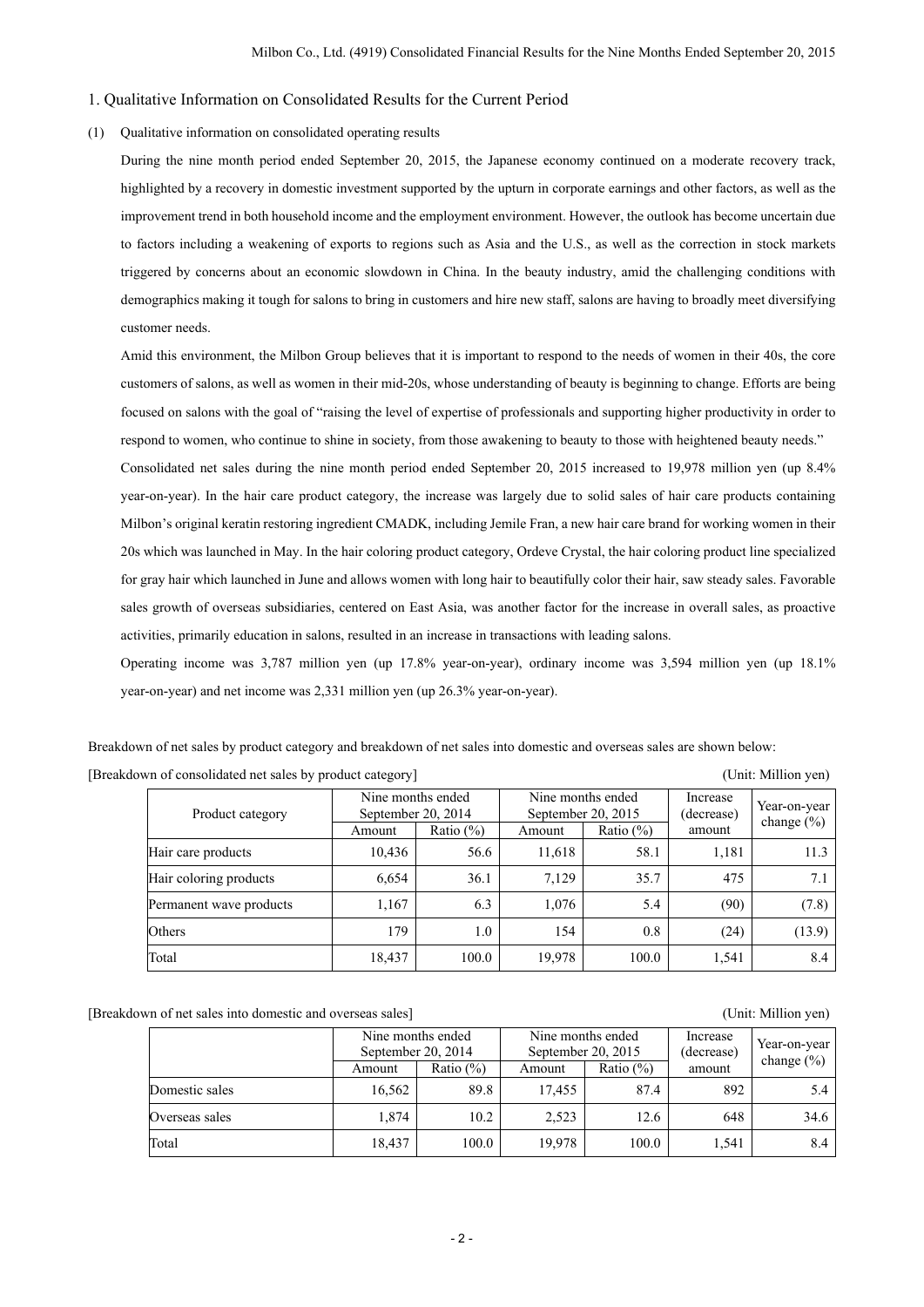## 1. Qualitative Information on Consolidated Results for the Current Period

### (1) Qualitative information on consolidated operating results

During the nine month period ended September 20, 2015, the Japanese economy continued on a moderate recovery track, highlighted by a recovery in domestic investment supported by the upturn in corporate earnings and other factors, as well as the improvement trend in both household income and the employment environment. However, the outlook has become uncertain due to factors including a weakening of exports to regions such as Asia and the U.S., as well as the correction in stock markets triggered by concerns about an economic slowdown in China. In the beauty industry, amid the challenging conditions with demographics making it tough for salons to bring in customers and hire new staff, salons are having to broadly meet diversifying customer needs.

Amid this environment, the Milbon Group believes that it is important to respond to the needs of women in their 40s, the core customers of salons, as well as women in their mid-20s, whose understanding of beauty is beginning to change. Efforts are being focused on salons with the goal of "raising the level of expertise of professionals and supporting higher productivity in order to respond to women, who continue to shine in society, from those awakening to beauty to those with heightened beauty needs."

Consolidated net sales during the nine month period ended September 20, 2015 increased to 19,978 million yen (up 8.4% year-on-year). In the hair care product category, the increase was largely due to solid sales of hair care products containing Milbon's original keratin restoring ingredient CMADK, including Jemile Fran, a new hair care brand for working women in their 20s which was launched in May. In the hair coloring product category, Ordeve Crystal, the hair coloring product line specialized for gray hair which launched in June and allows women with long hair to beautifully color their hair, saw steady sales. Favorable sales growth of overseas subsidiaries, centered on East Asia, was another factor for the increase in overall sales, as proactive activities, primarily education in salons, resulted in an increase in transactions with leading salons.

Operating income was 3,787 million yen (up 17.8% year-on-year), ordinary income was 3,594 million yen (up 18.1% year-on-year) and net income was 2,331 million yen (up 26.3% year-on-year).

Breakdown of net sales by product category and breakdown of net sales into domestic and overseas sales are shown below:

[Breakdown of consolidated net sales by product category] (Unit: Million yen)

| Product category | Nine months ended September 20, 2014 | | Nine months ended September 20, 2015 | | Increase (decrease) amount | Year-on-year change (%) |
|---|---|---|---|---|---|---|
| | Amount | Ratio (%) | Amount | Ratio (%) | | |
| Hair care products | 10,436 | 56.6 | 11,618 | 58.1 | 1,181 | 11.3 |
| Hair coloring products | 6,654 | 36.1 | 7,129 | 35.7 | 475 | 7.1 |
| Permanent wave products | 1,167 | 6.3 | 1,076 | 5.4 | (90) | (7.8) |
| Others | 179 | 1.0 | 154 | 0.8 | (24) | (13.9) |
| Total | 18,437 | 100.0 | 19,978 | 100.0 | 1,541 | 8.4 |

[Breakdown of net sales into domestic and overseas sales] (Unit: Million yen)

| | Nine months ended September 20, 2014 | | Nine months ended September 20, 2015 | | Increase (decrease) amount | Year-on-year change (%) |
|---|---|---|---|---|---|---|
| | Amount | Ratio (%) | Amount | Ratio (%) | | |
| Domestic sales | 16,562 | 89.8 | 17,455 | 87.4 | 892 | 5.4 |
| Overseas sales | 1,874 | 10.2 | 2,523 | 12.6 | 648 | 34.6 |
| Total | 18,437 | 100.0 | 19,978 | 100.0 | 1,541 | 8.4 |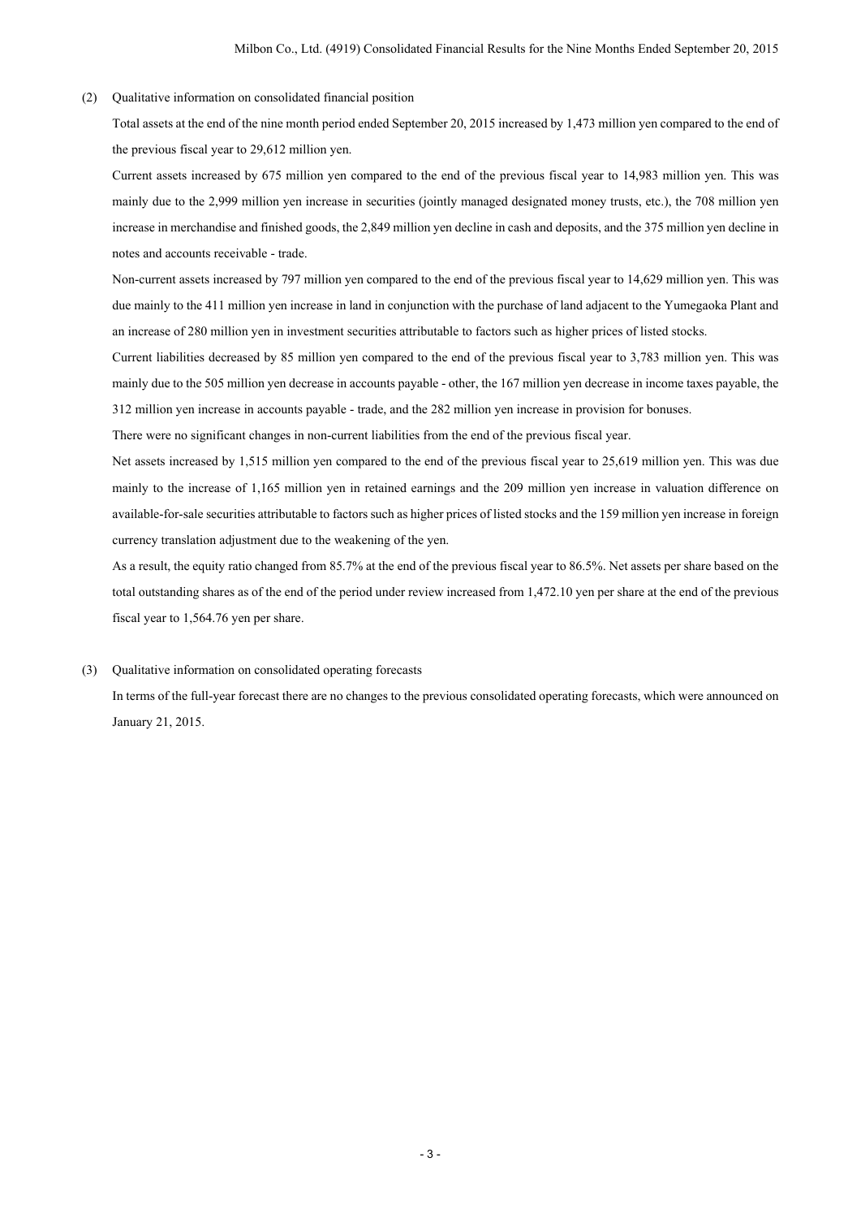### (2) Qualitative information on consolidated financial position

Total assets at the end of the nine month period ended September 20, 2015 increased by 1,473 million yen compared to the end of the previous fiscal year to 29,612 million yen.

Current assets increased by 675 million yen compared to the end of the previous fiscal year to 14,983 million yen. This was mainly due to the 2,999 million yen increase in securities (jointly managed designated money trusts, etc.), the 708 million yen increase in merchandise and finished goods, the 2,849 million yen decline in cash and deposits, and the 375 million yen decline in notes and accounts receivable - trade.

Non-current assets increased by 797 million yen compared to the end of the previous fiscal year to 14,629 million yen. This was due mainly to the 411 million yen increase in land in conjunction with the purchase of land adjacent to the Yumegaoka Plant and an increase of 280 million yen in investment securities attributable to factors such as higher prices of listed stocks.

Current liabilities decreased by 85 million yen compared to the end of the previous fiscal year to 3,783 million yen. This was mainly due to the 505 million yen decrease in accounts payable - other, the 167 million yen decrease in income taxes payable, the 312 million yen increase in accounts payable - trade, and the 282 million yen increase in provision for bonuses.

There were no significant changes in non-current liabilities from the end of the previous fiscal year.

Net assets increased by 1,515 million yen compared to the end of the previous fiscal year to 25,619 million yen. This was due mainly to the increase of 1,165 million yen in retained earnings and the 209 million yen increase in valuation difference on available-for-sale securities attributable to factors such as higher prices of listed stocks and the 159 million yen increase in foreign currency translation adjustment due to the weakening of the yen.

As a result, the equity ratio changed from 85.7% at the end of the previous fiscal year to 86.5%. Net assets per share based on the total outstanding shares as of the end of the period under review increased from 1,472.10 yen per share at the end of the previous fiscal year to 1,564.76 yen per share.

### (3) Qualitative information on consolidated operating forecasts

In terms of the full-year forecast there are no changes to the previous consolidated operating forecasts, which were announced on January 21, 2015.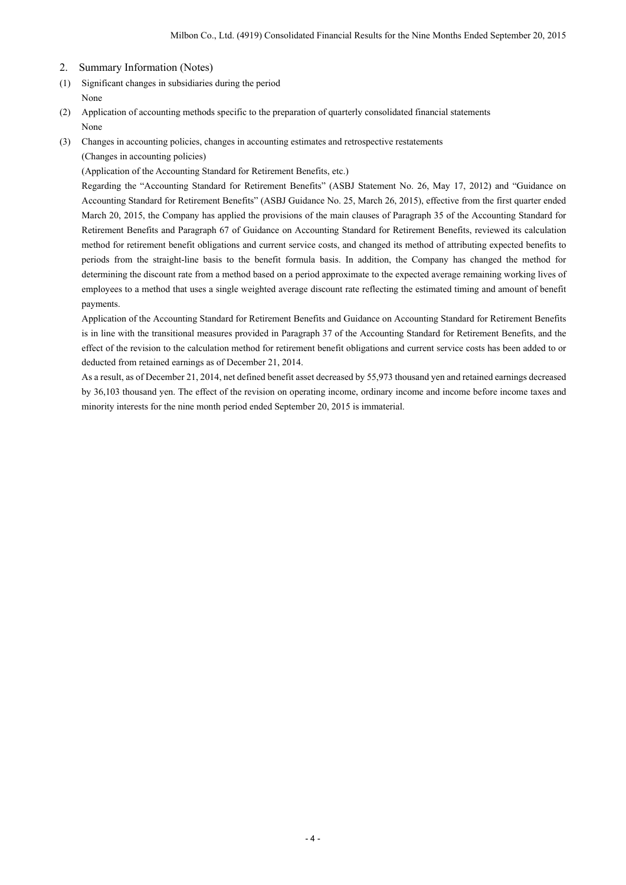## 2. Summary Information (Notes)

(1) Significant changes in subsidiaries during the period

None

(2) Application of accounting methods specific to the preparation of quarterly consolidated financial statements

None

(3) Changes in accounting policies, changes in accounting estimates and retrospective restatements

(Changes in accounting policies)

(Application of the Accounting Standard for Retirement Benefits, etc.)

Regarding the "Accounting Standard for Retirement Benefits" (ASBJ Statement No. 26, May 17, 2012) and "Guidance on Accounting Standard for Retirement Benefits" (ASBJ Guidance No. 25, March 26, 2015), effective from the first quarter ended March 20, 2015, the Company has applied the provisions of the main clauses of Paragraph 35 of the Accounting Standard for Retirement Benefits and Paragraph 67 of Guidance on Accounting Standard for Retirement Benefits, reviewed its calculation method for retirement benefit obligations and current service costs, and changed its method of attributing expected benefits to periods from the straight-line basis to the benefit formula basis. In addition, the Company has changed the method for determining the discount rate from a method based on a period approximate to the expected average remaining working lives of employees to a method that uses a single weighted average discount rate reflecting the estimated timing and amount of benefit payments.

Application of the Accounting Standard for Retirement Benefits and Guidance on Accounting Standard for Retirement Benefits is in line with the transitional measures provided in Paragraph 37 of the Accounting Standard for Retirement Benefits, and the effect of the revision to the calculation method for retirement benefit obligations and current service costs has been added to or deducted from retained earnings as of December 21, 2014.

As a result, as of December 21, 2014, net defined benefit asset decreased by 55,973 thousand yen and retained earnings decreased by 36,103 thousand yen. The effect of the revision on operating income, ordinary income and income before income taxes and minority interests for the nine month period ended September 20, 2015 is immaterial.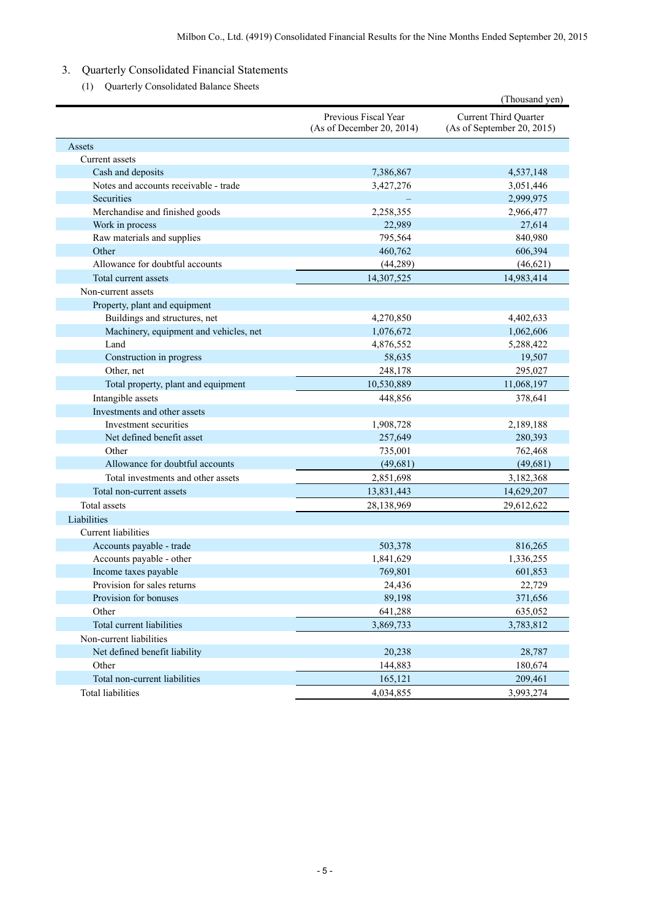## 3. Quarterly Consolidated Financial Statements

### (1) Quarterly Consolidated Balance Sheets

(Thousand yen)

| | Previous Fiscal Year (As of December 20, 2014) | Current Third Quarter (As of September 20, 2015) |
|---|---|---|
| Assets | | |
| Current assets | | |
| Cash and deposits | 7,386,867 | 4,537,148 |
| Notes and accounts receivable - trade | 3,427,276 | 3,051,446 |
| Securities | – | 2,999,975 |
| Merchandise and finished goods | 2,258,355 | 2,966,477 |
| Work in process | 22,989 | 27,614 |
| Raw materials and supplies | 795,564 | 840,980 |
| Other | 460,762 | 606,394 |
| Allowance for doubtful accounts | (44,289) | (46,621) |
| Total current assets | 14,307,525 | 14,983,414 |
| Non-current assets | | |
| Property, plant and equipment | | |
| Buildings and structures, net | 4,270,850 | 4,402,633 |
| Machinery, equipment and vehicles, net | 1,076,672 | 1,062,606 |
| Land | 4,876,552 | 5,288,422 |
| Construction in progress | 58,635 | 19,507 |
| Other, net | 248,178 | 295,027 |
| Total property, plant and equipment | 10,530,889 | 11,068,197 |
| Intangible assets | 448,856 | 378,641 |
| Investments and other assets | | |
| Investment securities | 1,908,728 | 2,189,188 |
| Net defined benefit asset | 257,649 | 280,393 |
| Other | 735,001 | 762,468 |
| Allowance for doubtful accounts | (49,681) | (49,681) |
| Total investments and other assets | 2,851,698 | 3,182,368 |
| Total non-current assets | 13,831,443 | 14,629,207 |
| Total assets | 28,138,969 | 29,612,622 |
| Liabilities | | |
| Current liabilities | | |
| Accounts payable - trade | 503,378 | 816,265 |
| Accounts payable - other | 1,841,629 | 1,336,255 |
| Income taxes payable | 769,801 | 601,853 |
| Provision for sales returns | 24,436 | 22,729 |
| Provision for bonuses | 89,198 | 371,656 |
| Other | 641,288 | 635,052 |
| Total current liabilities | 3,869,733 | 3,783,812 |
| Non-current liabilities | | |
| Net defined benefit liability | 20,238 | 28,787 |
| Other | 144,883 | 180,674 |
| Total non-current liabilities | 165,121 | 209,461 |
| Total liabilities | 4,034,855 | 3,993,274 |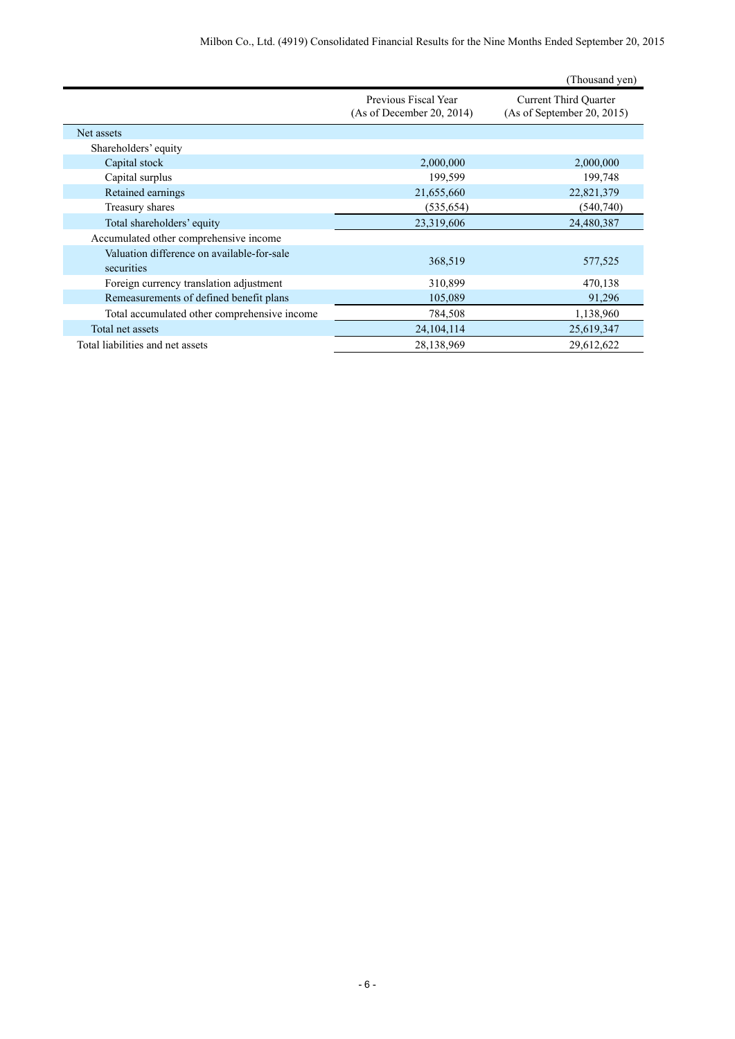(Thousand yen)

| | Previous Fiscal Year (As of December 20, 2014) | Current Third Quarter (As of September 20, 2015) |
|---|---|---|
| Net assets | | |
| Shareholders' equity | | |
| Capital stock | 2,000,000 | 2,000,000 |
| Capital surplus | 199,599 | 199,748 |
| Retained earnings | 21,655,660 | 22,821,379 |
| Treasury shares | (535,654) | (540,740) |
| Total shareholders' equity | 23,319,606 | 24,480,387 |
| Accumulated other comprehensive income | | |
| Valuation difference on available-for-sale securities | 368,519 | 577,525 |
| Foreign currency translation adjustment | 310,899 | 470,138 |
| Remeasurements of defined benefit plans | 105,089 | 91,296 |
| Total accumulated other comprehensive income | 784,508 | 1,138,960 |
| Total net assets | 24,104,114 | 25,619,347 |
| Total liabilities and net assets | 28,138,969 | 29,612,622 |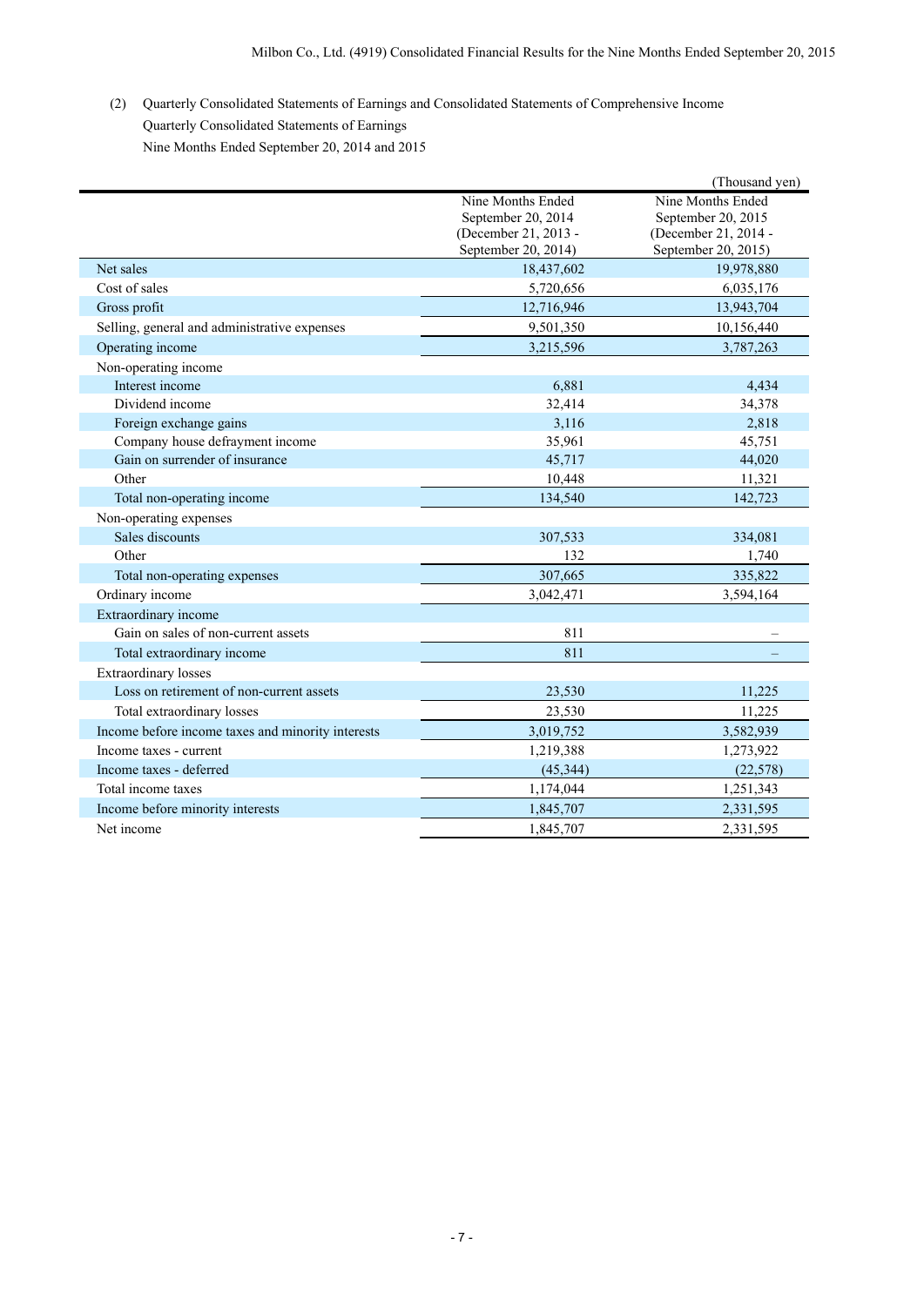(2) Quarterly Consolidated Statements of Earnings and Consolidated Statements of Comprehensive Income

Quarterly Consolidated Statements of Earnings

Nine Months Ended September 20, 2014 and 2015

(Thousand yen)

| | Nine Months Ended September 20, 2014 (December 21, 2013 - September 20, 2014) | Nine Months Ended September 20, 2015 (December 21, 2014 - September 20, 2015) |
|---|---|---|
| Net sales | 18,437,602 | 19,978,880 |
| Cost of sales | 5,720,656 | 6,035,176 |
| Gross profit | 12,716,946 | 13,943,704 |
| Selling, general and administrative expenses | 9,501,350 | 10,156,440 |
| Operating income | 3,215,596 | 3,787,263 |
| Non-operating income | | |
| Interest income | 6,881 | 4,434 |
| Dividend income | 32,414 | 34,378 |
| Foreign exchange gains | 3,116 | 2,818 |
| Company house defrayment income | 35,961 | 45,751 |
| Gain on surrender of insurance | 45,717 | 44,020 |
| Other | 10,448 | 11,321 |
| Total non-operating income | 134,540 | 142,723 |
| Non-operating expenses | | |
| Sales discounts | 307,533 | 334,081 |
| Other | 132 | 1,740 |
| Total non-operating expenses | 307,665 | 335,822 |
| Ordinary income | 3,042,471 | 3,594,164 |
| Extraordinary income | | |
| Gain on sales of non-current assets | 811 | – |
| Total extraordinary income | 811 | – |
| Extraordinary losses | | |
| Loss on retirement of non-current assets | 23,530 | 11,225 |
| Total extraordinary losses | 23,530 | 11,225 |
| Income before income taxes and minority interests | 3,019,752 | 3,582,939 |
| Income taxes - current | 1,219,388 | 1,273,922 |
| Income taxes - deferred | (45,344) | (22,578) |
| Total income taxes | 1,174,044 | 1,251,343 |
| Income before minority interests | 1,845,707 | 2,331,595 |
| Net income | 1,845,707 | 2,331,595 |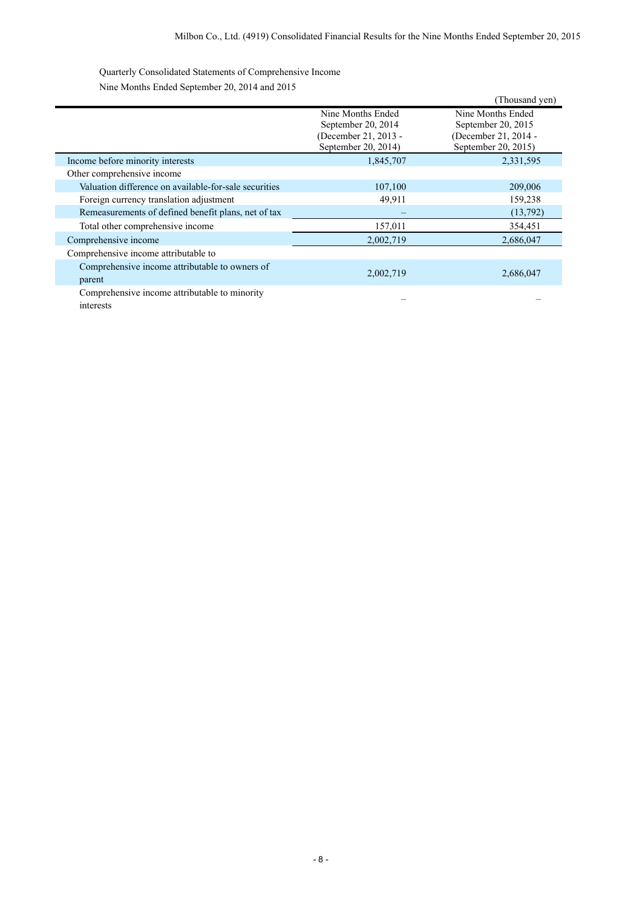Quarterly Consolidated Statements of Comprehensive Income

Nine Months Ended September 20, 2014 and 2015

(Thousand yen)

| | Nine Months Ended September 20, 2014 (December 21, 2013 - September 20, 2014) | Nine Months Ended September 20, 2015 (December 21, 2014 - September 20, 2015) |
|---|---|---|
| Income before minority interests | 1,845,707 | 2,331,595 |
| Other comprehensive income | | |
| Valuation difference on available-for-sale securities | 107,100 | 209,006 |
| Foreign currency translation adjustment | 49,911 | 159,238 |
| Remeasurements of defined benefit plans, net of tax | – | (13,792) |
| Total other comprehensive income | 157,011 | 354,451 |
| Comprehensive income | 2,002,719 | 2,686,047 |
| Comprehensive income attributable to | | |
| Comprehensive income attributable to owners of parent | 2,002,719 | 2,686,047 |
| Comprehensive income attributable to minority interests | – | – |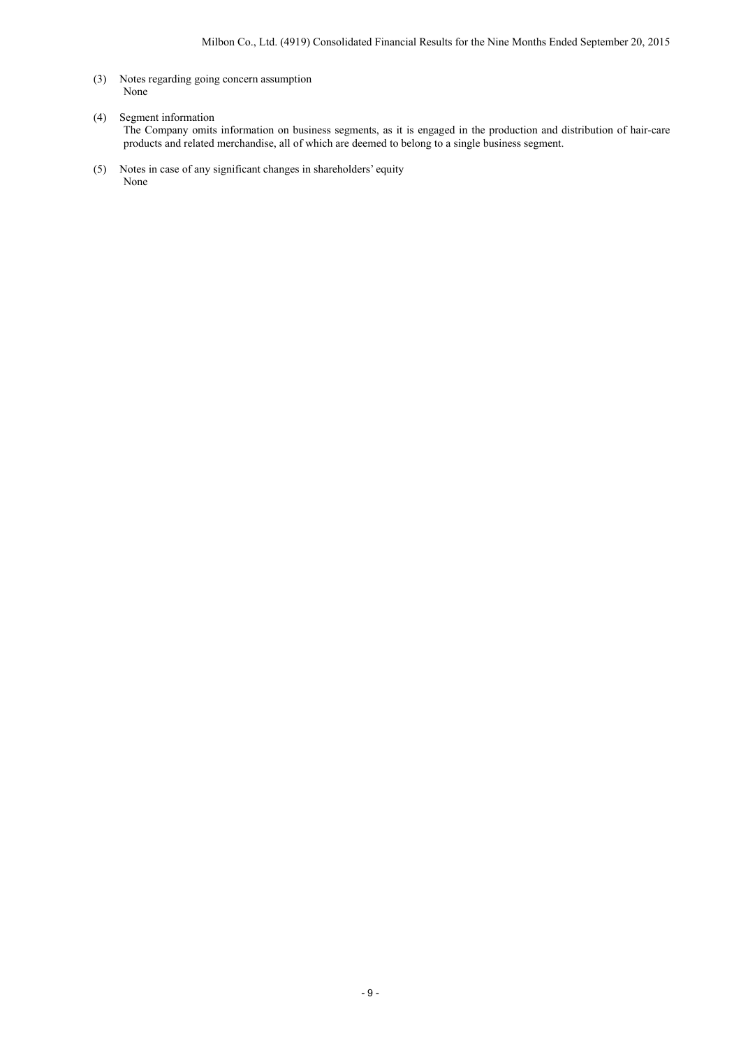(3) Notes regarding going concern assumption

None

(4) Segment information

The Company omits information on business segments, as it is engaged in the production and distribution of hair-care products and related merchandise, all of which are deemed to belong to a single business segment.

(5) Notes in case of any significant changes in shareholders' equity

None